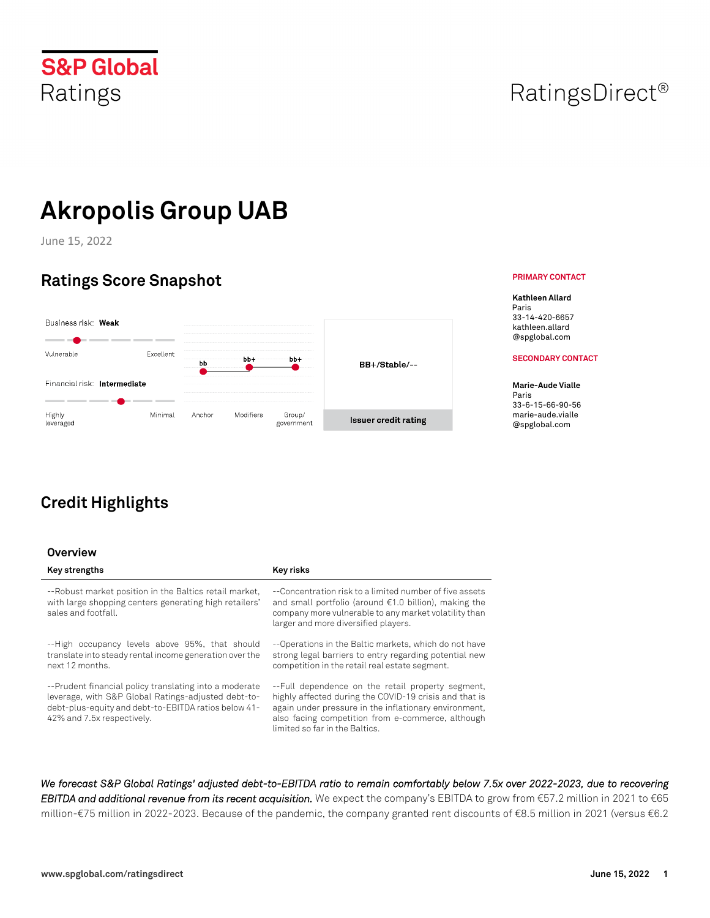S&P Global Ratings

RatingsDirect®

# Akropolis Group UAB

June 15, 2022

## Ratings Score Snapshot

Business risk: **Weak**

Vulnerable — Excellent

Financial risk: **Intermediate**

Highly leveraged — Minimal

| Anchor | Modifiers | Group/government |
|---|---|---|
| bb | bb+ | bb+ |

**BB+/Stable/--**

Issuer credit rating

**PRIMARY CONTACT**

**Kathleen Allard**
Paris
33-14-420-6657
kathleen.allard@spglobal.com

**SECONDARY CONTACT**

**Marie-Aude Vialle**
Paris
33-6-15-66-90-56
marie-aude.vialle@spglobal.com

## Credit Highlights

### Overview

| Key strengths | Key risks |
|---|---|
| --Robust market position in the Baltics retail market, with large shopping centers generating high retailers' sales and footfall. | --Concentration risk to a limited number of five assets and small portfolio (around €1.0 billion), making the company more vulnerable to any market volatility than larger and more diversified players. |
| --High occupancy levels above 95%, that should translate into steady rental income generation over the next 12 months. | --Operations in the Baltic markets, which do not have strong legal barriers to entry regarding potential new competition in the retail real estate segment. |
| --Prudent financial policy translating into a moderate leverage, with S&P Global Ratings-adjusted debt-to-debt-plus-equity and debt-to-EBITDA ratios below 41-42% and 7.5x respectively. | --Full dependence on the retail property segment, highly affected during the COVID-19 crisis and that is again under pressure in the inflationary environment, also facing competition from e-commerce, although limited so far in the Baltics. |

*We forecast S&P Global Ratings' adjusted debt-to-EBITDA ratio to remain comfortably below 7.5x over 2022-2023, due to recovering EBITDA and additional revenue from its recent acquisition.* We expect the company's EBITDA to grow from €57.2 million in 2021 to €65 million-€75 million in 2022-2023. Because of the pandemic, the company granted rent discounts of €8.5 million in 2021 (versus €6.2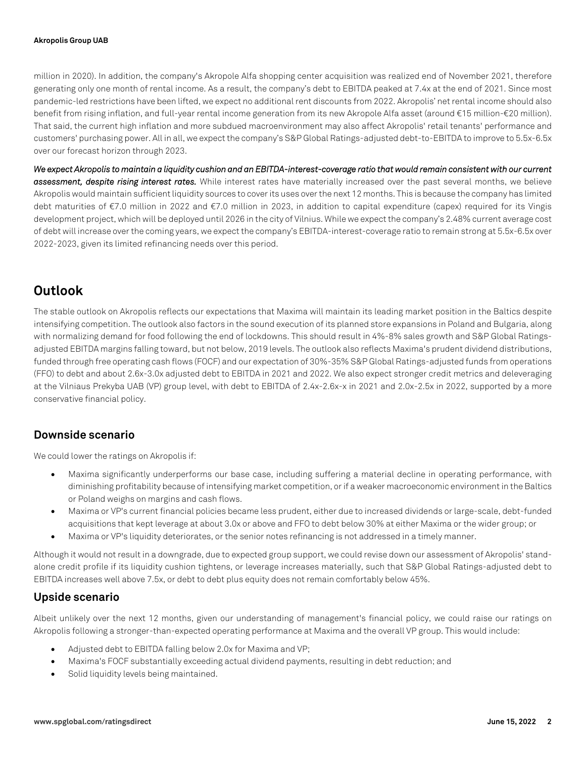million in 2020). In addition, the company's Akropole Alfa shopping center acquisition was realized end of November 2021, therefore generating only one month of rental income. As a result, the company's debt to EBITDA peaked at 7.4x at the end of 2021. Since most pandemic-led restrictions have been lifted, we expect no additional rent discounts from 2022. Akropolis' net rental income should also benefit from rising inflation, and full-year rental income generation from its new Akropole Alfa asset (around €15 million-€20 million). That said, the current high inflation and more subdued macroenvironment may also affect Akropolis' retail tenants' performance and customers' purchasing power. All in all, we expect the company's S&P Global Ratings-adjusted debt-to-EBITDA to improve to 5.5x-6.5x over our forecast horizon through 2023.

***We expect Akropolis to maintain a liquidity cushion and an EBITDA-interest-coverage ratio that would remain consistent with our current assessment, despite rising interest rates.*** While interest rates have materially increased over the past several months, we believe Akropolis would maintain sufficient liquidity sources to cover its uses over the next 12 months. This is because the company has limited debt maturities of €7.0 million in 2022 and €7.0 million in 2023, in addition to capital expenditure (capex) required for its Vingis development project, which will be deployed until 2026 in the city of Vilnius. While we expect the company's 2.48% current average cost of debt will increase over the coming years, we expect the company's EBITDA-interest-coverage ratio to remain strong at 5.5x-6.5x over 2022-2023, given its limited refinancing needs over this period.

## Outlook

The stable outlook on Akropolis reflects our expectations that Maxima will maintain its leading market position in the Baltics despite intensifying competition. The outlook also factors in the sound execution of its planned store expansions in Poland and Bulgaria, along with normalizing demand for food following the end of lockdowns. This should result in 4%-8% sales growth and S&P Global Ratings-adjusted EBITDA margins falling toward, but not below, 2019 levels. The outlook also reflects Maxima's prudent dividend distributions, funded through free operating cash flows (FOCF) and our expectation of 30%-35% S&P Global Ratings-adjusted funds from operations (FFO) to debt and about 2.6x-3.0x adjusted debt to EBITDA in 2021 and 2022. We also expect stronger credit metrics and deleveraging at the Vilniaus Prekyba UAB (VP) group level, with debt to EBITDA of 2.4x-2.6x-x in 2021 and 2.0x-2.5x in 2022, supported by a more conservative financial policy.

### Downside scenario

We could lower the ratings on Akropolis if:

- Maxima significantly underperforms our base case, including suffering a material decline in operating performance, with diminishing profitability because of intensifying market competition, or if a weaker macroeconomic environment in the Baltics or Poland weighs on margins and cash flows.
- Maxima or VP's current financial policies became less prudent, either due to increased dividends or large-scale, debt-funded acquisitions that kept leverage at about 3.0x or above and FFO to debt below 30% at either Maxima or the wider group; or
- Maxima or VP's liquidity deteriorates, or the senior notes refinancing is not addressed in a timely manner.

Although it would not result in a downgrade, due to expected group support, we could revise down our assessment of Akropolis' stand-alone credit profile if its liquidity cushion tightens, or leverage increases materially, such that S&P Global Ratings-adjusted debt to EBITDA increases well above 7.5x, or debt to debt plus equity does not remain comfortably below 45%.

### Upside scenario

Albeit unlikely over the next 12 months, given our understanding of management's financial policy, we could raise our ratings on Akropolis following a stronger-than-expected operating performance at Maxima and the overall VP group. This would include:

- Adjusted debt to EBITDA falling below 2.0x for Maxima and VP;
- Maxima's FOCF substantially exceeding actual dividend payments, resulting in debt reduction; and
- Solid liquidity levels being maintained.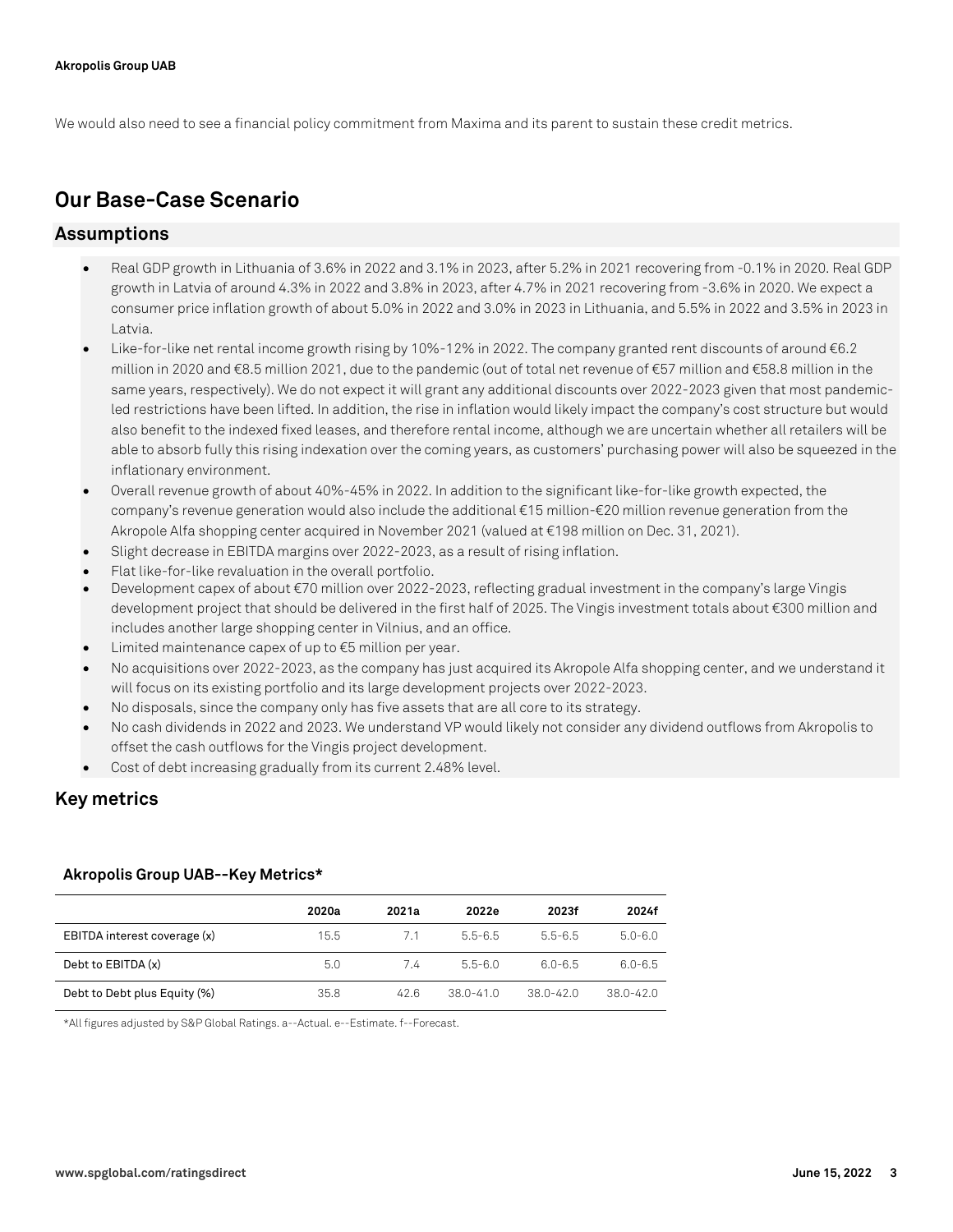We would also need to see a financial policy commitment from Maxima and its parent to sustain these credit metrics.

## Our Base-Case Scenario

### Assumptions

- Real GDP growth in Lithuania of 3.6% in 2022 and 3.1% in 2023, after 5.2% in 2021 recovering from -0.1% in 2020. Real GDP growth in Latvia of around 4.3% in 2022 and 3.8% in 2023, after 4.7% in 2021 recovering from -3.6% in 2020. We expect a consumer price inflation growth of about 5.0% in 2022 and 3.0% in 2023 in Lithuania, and 5.5% in 2022 and 3.5% in 2023 in Latvia.
- Like-for-like net rental income growth rising by 10%-12% in 2022. The company granted rent discounts of around €6.2 million in 2020 and €8.5 million 2021, due to the pandemic (out of total net revenue of €57 million and €58.8 million in the same years, respectively). We do not expect it will grant any additional discounts over 2022-2023 given that most pandemic-led restrictions have been lifted. In addition, the rise in inflation would likely impact the company's cost structure but would also benefit to the indexed fixed leases, and therefore rental income, although we are uncertain whether all retailers will be able to absorb fully this rising indexation over the coming years, as customers' purchasing power will also be squeezed in the inflationary environment.
- Overall revenue growth of about 40%-45% in 2022. In addition to the significant like-for-like growth expected, the company's revenue generation would also include the additional €15 million-€20 million revenue generation from the Akropole Alfa shopping center acquired in November 2021 (valued at €198 million on Dec. 31, 2021).
- Slight decrease in EBITDA margins over 2022-2023, as a result of rising inflation.
- Flat like-for-like revaluation in the overall portfolio.
- Development capex of about €70 million over 2022-2023, reflecting gradual investment in the company's large Vingis development project that should be delivered in the first half of 2025. The Vingis investment totals about €300 million and includes another large shopping center in Vilnius, and an office.
- Limited maintenance capex of up to €5 million per year.
- No acquisitions over 2022-2023, as the company has just acquired its Akropole Alfa shopping center, and we understand it will focus on its existing portfolio and its large development projects over 2022-2023.
- No disposals, since the company only has five assets that are all core to its strategy.
- No cash dividends in 2022 and 2023. We understand VP would likely not consider any dividend outflows from Akropolis to offset the cash outflows for the Vingis project development.
- Cost of debt increasing gradually from its current 2.48% level.

### Key metrics

**Akropolis Group UAB--Key Metrics***

| | 2020a | 2021a | 2022e | 2023f | 2024f |
|---|---|---|---|---|---|
| EBITDA interest coverage (x) | 15.5 | 7.1 | 5.5-6.5 | 5.5-6.5 | 5.0-6.0 |
| Debt to EBITDA (x) | 5.0 | 7.4 | 5.5-6.0 | 6.0-6.5 | 6.0-6.5 |
| Debt to Debt plus Equity (%) | 35.8 | 42.6 | 38.0-41.0 | 38.0-42.0 | 38.0-42.0 |

*All figures adjusted by S&P Global Ratings. a--Actual. e--Estimate. f--Forecast.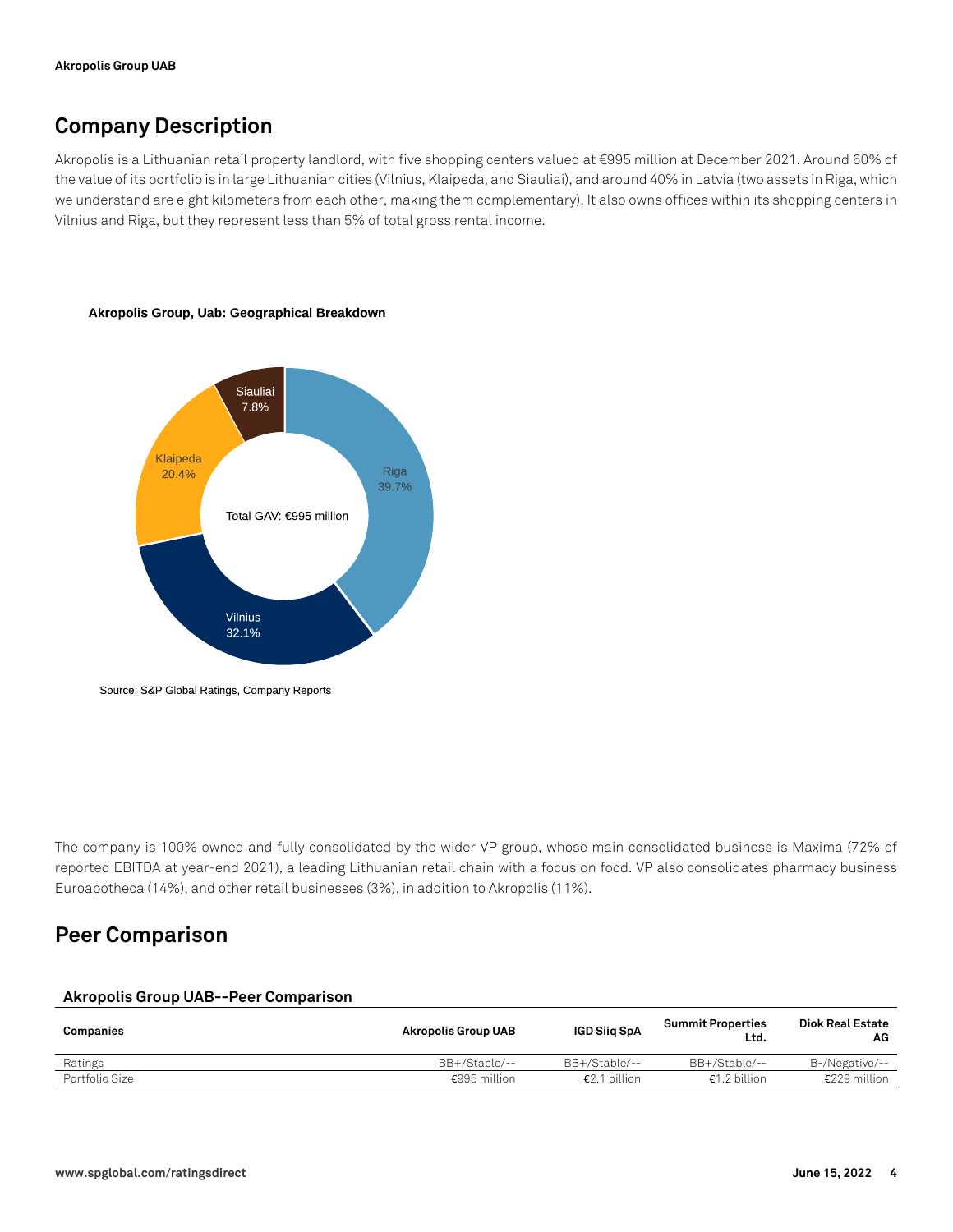## Company Description

Akropolis is a Lithuanian retail property landlord, with five shopping centers valued at €995 million at December 2021. Around 60% of the value of its portfolio is in large Lithuanian cities (Vilnius, Klaipeda, and Siauliai), and around 40% in Latvia (two assets in Riga, which we understand are eight kilometers from each other, making them complementary). It also owns offices within its shopping centers in Vilnius and Riga, but they represent less than 5% of total gross rental income.

**Akropolis Group, Uab: Geographical Breakdown**

Total GAV: €995 million

- Riga 39.7%
- Vilnius 32.1%
- Klaipeda 20.4%
- Siauliai 7.8%

Source: S&P Global Ratings, Company Reports

The company is 100% owned and fully consolidated by the wider VP group, whose main consolidated business is Maxima (72% of reported EBITDA at year-end 2021), a leading Lithuanian retail chain with a focus on food. VP also consolidates pharmacy business Euroapotheca (14%), and other retail businesses (3%), in addition to Akropolis (11%).

## Peer Comparison

### Akropolis Group UAB--Peer Comparison

| Companies | Akropolis Group UAB | IGD Siiq SpA | Summit Properties Ltd. | Diok Real Estate AG |
|---|---|---|---|---|
| Ratings | BB+/Stable/-- | BB+/Stable/-- | BB+/Stable/-- | B-/Negative/-- |
| Portfolio Size | €995 million | €2.1 billion | €1.2 billion | €229 million |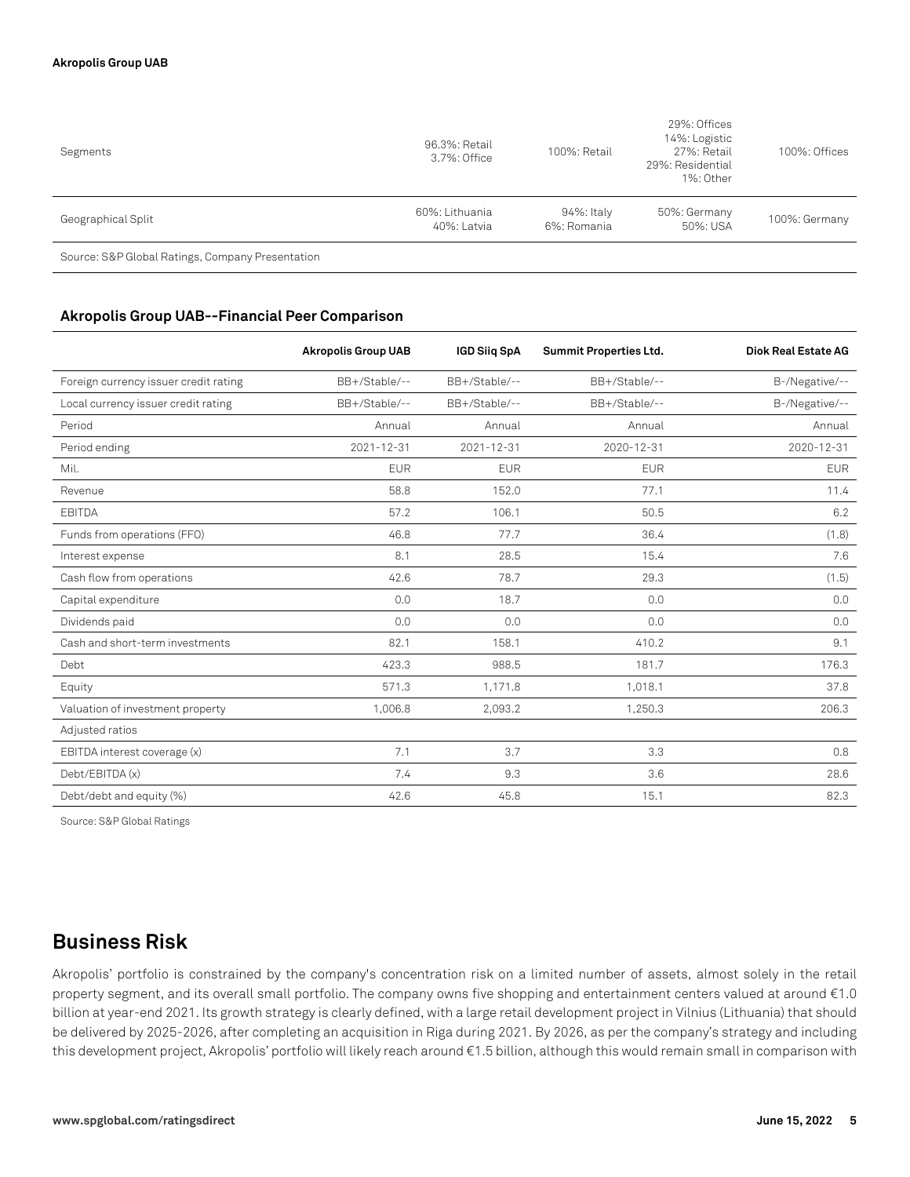| Segments | 96.3%: Retail<br>3.7%: Office | 100%: Retail | 29%: Offices<br>14%: Logistic<br>27%: Retail<br>29%: Residential<br>1%: Other | 100%: Offices |
|---|---|---|---|---|
| Geographical Split | 60%: Lithuania<br>40%: Latvia | 94%: Italy<br>6%: Romania | 50%: Germany<br>50%: USA | 100%: Germany |

Source: S&P Global Ratings, Company Presentation

### Akropolis Group UAB--Financial Peer Comparison

| | Akropolis Group UAB | IGD Siiq SpA | Summit Properties Ltd. | Diok Real Estate AG |
|---|---|---|---|---|
| Foreign currency issuer credit rating | BB+/Stable/-- | BB+/Stable/-- | BB+/Stable/-- | B-/Negative/-- |
| Local currency issuer credit rating | BB+/Stable/-- | BB+/Stable/-- | BB+/Stable/-- | B-/Negative/-- |
| Period | Annual | Annual | Annual | Annual |
| Period ending | 2021-12-31 | 2021-12-31 | 2020-12-31 | 2020-12-31 |
| Mil. | EUR | EUR | EUR | EUR |
| Revenue | 58.8 | 152.0 | 77.1 | 11.4 |
| EBITDA | 57.2 | 106.1 | 50.5 | 6.2 |
| Funds from operations (FFO) | 46.8 | 77.7 | 36.4 | (1.8) |
| Interest expense | 8.1 | 28.5 | 15.4 | 7.6 |
| Cash flow from operations | 42.6 | 78.7 | 29.3 | (1.5) |
| Capital expenditure | 0.0 | 18.7 | 0.0 | 0.0 |
| Dividends paid | 0.0 | 0.0 | 0.0 | 0.0 |
| Cash and short-term investments | 82.1 | 158.1 | 410.2 | 9.1 |
| Debt | 423.3 | 988.5 | 181.7 | 176.3 |
| Equity | 571.3 | 1,171.8 | 1,018.1 | 37.8 |
| Valuation of investment property | 1,006.8 | 2,093.2 | 1,250.3 | 206.3 |
| Adjusted ratios | | | | |
| EBITDA interest coverage (x) | 7.1 | 3.7 | 3.3 | 0.8 |
| Debt/EBITDA (x) | 7.4 | 9.3 | 3.6 | 28.6 |
| Debt/debt and equity (%) | 42.6 | 45.8 | 15.1 | 82.3 |

Source: S&P Global Ratings

## Business Risk

Akropolis' portfolio is constrained by the company's concentration risk on a limited number of assets, almost solely in the retail property segment, and its overall small portfolio. The company owns five shopping and entertainment centers valued at around €1.0 billion at year-end 2021. Its growth strategy is clearly defined, with a large retail development project in Vilnius (Lithuania) that should be delivered by 2025-2026, after completing an acquisition in Riga during 2021. By 2026, as per the company's strategy and including this development project, Akropolis' portfolio will likely reach around €1.5 billion, although this would remain small in comparison with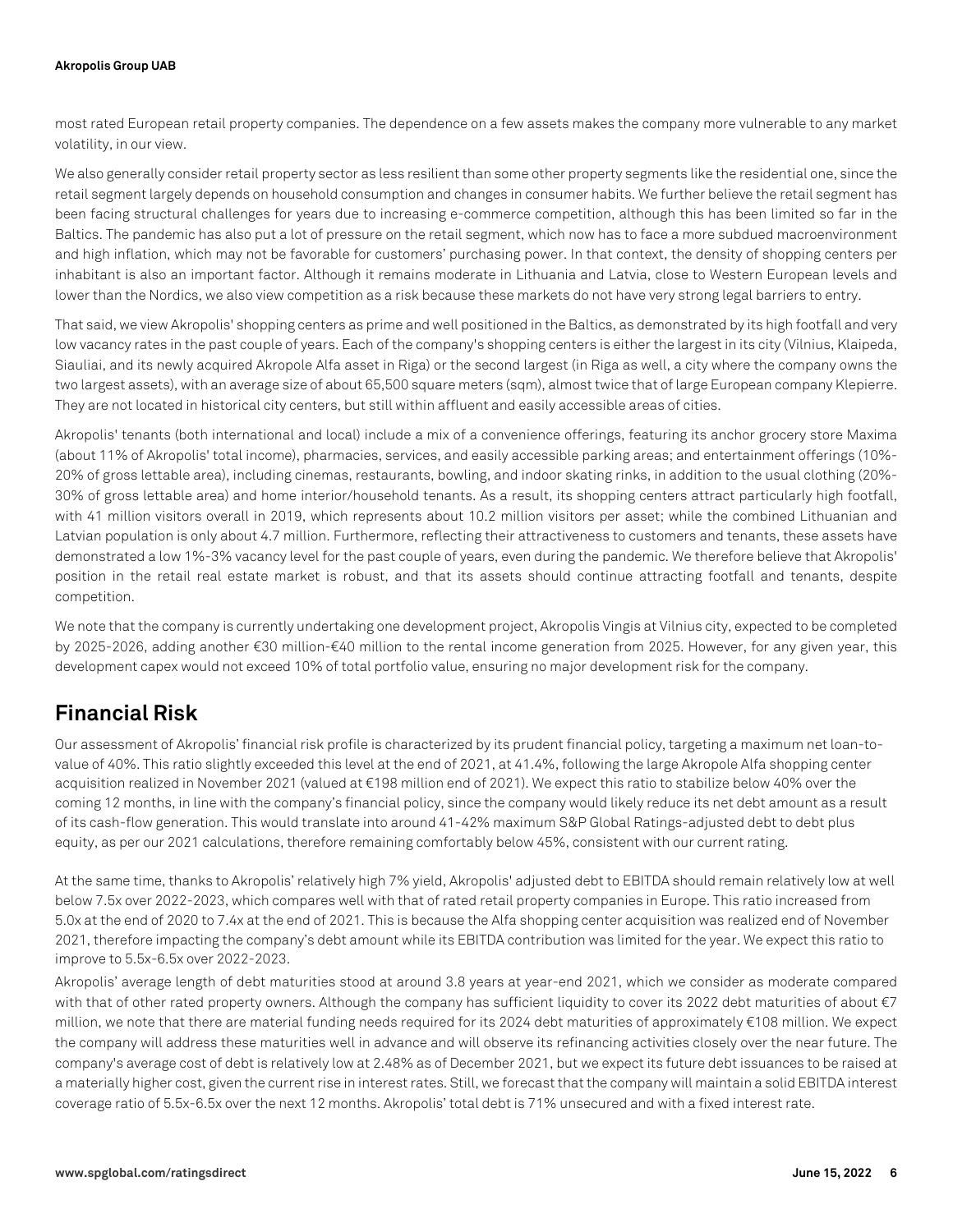most rated European retail property companies. The dependence on a few assets makes the company more vulnerable to any market volatility, in our view.

We also generally consider retail property sector as less resilient than some other property segments like the residential one, since the retail segment largely depends on household consumption and changes in consumer habits. We further believe the retail segment has been facing structural challenges for years due to increasing e-commerce competition, although this has been limited so far in the Baltics. The pandemic has also put a lot of pressure on the retail segment, which now has to face a more subdued macroenvironment and high inflation, which may not be favorable for customers' purchasing power. In that context, the density of shopping centers per inhabitant is also an important factor. Although it remains moderate in Lithuania and Latvia, close to Western European levels and lower than the Nordics, we also view competition as a risk because these markets do not have very strong legal barriers to entry.

That said, we view Akropolis' shopping centers as prime and well positioned in the Baltics, as demonstrated by its high footfall and very low vacancy rates in the past couple of years. Each of the company's shopping centers is either the largest in its city (Vilnius, Klaipeda, Siauliai, and its newly acquired Akropole Alfa asset in Riga) or the second largest (in Riga as well, a city where the company owns the two largest assets), with an average size of about 65,500 square meters (sqm), almost twice that of large European company Klepierre. They are not located in historical city centers, but still within affluent and easily accessible areas of cities.

Akropolis' tenants (both international and local) include a mix of a convenience offerings, featuring its anchor grocery store Maxima (about 11% of Akropolis' total income), pharmacies, services, and easily accessible parking areas; and entertainment offerings (10%-20% of gross lettable area), including cinemas, restaurants, bowling, and indoor skating rinks, in addition to the usual clothing (20%-30% of gross lettable area) and home interior/household tenants. As a result, its shopping centers attract particularly high footfall, with 41 million visitors overall in 2019, which represents about 10.2 million visitors per asset; while the combined Lithuanian and Latvian population is only about 4.7 million. Furthermore, reflecting their attractiveness to customers and tenants, these assets have demonstrated a low 1%-3% vacancy level for the past couple of years, even during the pandemic. We therefore believe that Akropolis' position in the retail real estate market is robust, and that its assets should continue attracting footfall and tenants, despite competition.

We note that the company is currently undertaking one development project, Akropolis Vingis at Vilnius city, expected to be completed by 2025-2026, adding another €30 million-€40 million to the rental income generation from 2025. However, for any given year, this development capex would not exceed 10% of total portfolio value, ensuring no major development risk for the company.

## Financial Risk

Our assessment of Akropolis' financial risk profile is characterized by its prudent financial policy, targeting a maximum net loan-to-value of 40%. This ratio slightly exceeded this level at the end of 2021, at 41.4%, following the large Akropole Alfa shopping center acquisition realized in November 2021 (valued at €198 million end of 2021). We expect this ratio to stabilize below 40% over the coming 12 months, in line with the company's financial policy, since the company would likely reduce its net debt amount as a result of its cash-flow generation. This would translate into around 41-42% maximum S&P Global Ratings-adjusted debt to debt plus equity, as per our 2021 calculations, therefore remaining comfortably below 45%, consistent with our current rating.

At the same time, thanks to Akropolis' relatively high 7% yield, Akropolis' adjusted debt to EBITDA should remain relatively low at well below 7.5x over 2022-2023, which compares well with that of rated retail property companies in Europe. This ratio increased from 5.0x at the end of 2020 to 7.4x at the end of 2021. This is because the Alfa shopping center acquisition was realized end of November 2021, therefore impacting the company's debt amount while its EBITDA contribution was limited for the year. We expect this ratio to improve to 5.5x-6.5x over 2022-2023.

Akropolis' average length of debt maturities stood at around 3.8 years at year-end 2021, which we consider as moderate compared with that of other rated property owners. Although the company has sufficient liquidity to cover its 2022 debt maturities of about €7 million, we note that there are material funding needs required for its 2024 debt maturities of approximately €108 million. We expect the company will address these maturities well in advance and will observe its refinancing activities closely over the near future. The company's average cost of debt is relatively low at 2.48% as of December 2021, but we expect its future debt issuances to be raised at a materially higher cost, given the current rise in interest rates. Still, we forecast that the company will maintain a solid EBITDA interest coverage ratio of 5.5x-6.5x over the next 12 months. Akropolis' total debt is 71% unsecured and with a fixed interest rate.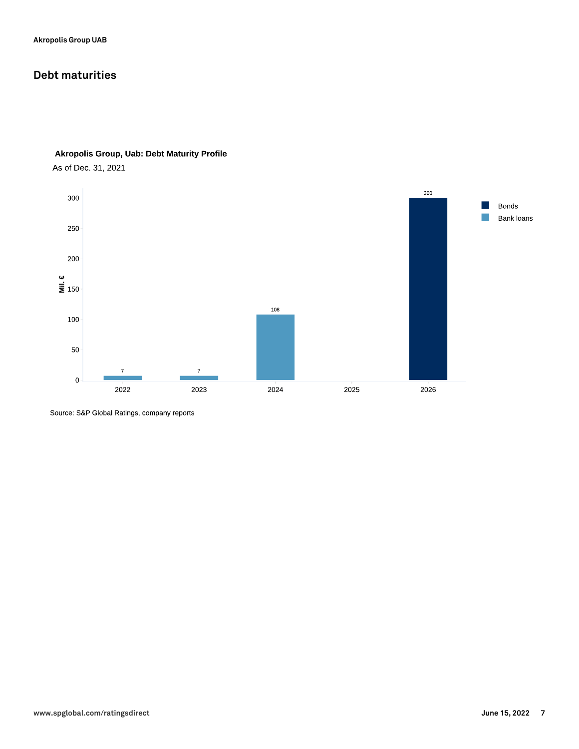## Debt maturities

**Akropolis Group, Uab: Debt Maturity Profile**

As of Dec. 31, 2021

| Year | Bank loans (Mil. €) | Bonds (Mil. €) |
|---|---|---|
| 2022 | 7 | |
| 2023 | 7 | |
| 2024 | 108 | |
| 2025 | | |
| 2026 | | 300 |

Source: S&P Global Ratings, company reports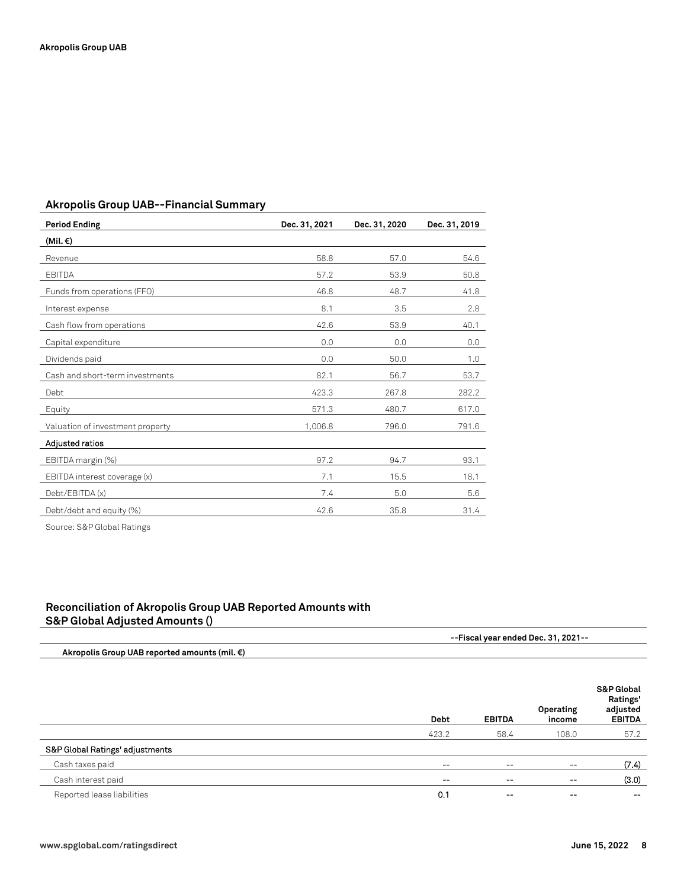### Akropolis Group UAB--Financial Summary

| Period Ending | Dec. 31, 2021 | Dec. 31, 2020 | Dec. 31, 2019 |
|---|---|---|---|
| **(Mil. €)** | | | |
| Revenue | 58.8 | 57.0 | 54.6 |
| EBITDA | 57.2 | 53.9 | 50.8 |
| Funds from operations (FFO) | 46.8 | 48.7 | 41.8 |
| Interest expense | 8.1 | 3.5 | 2.8 |
| Cash flow from operations | 42.6 | 53.9 | 40.1 |
| Capital expenditure | 0.0 | 0.0 | 0.0 |
| Dividends paid | 0.0 | 50.0 | 1.0 |
| Cash and short-term investments | 82.1 | 56.7 | 53.7 |
| Debt | 423.3 | 267.8 | 282.2 |
| Equity | 571.3 | 480.7 | 617.0 |
| Valuation of investment property | 1,006.8 | 796.0 | 791.6 |
| **Adjusted ratios** | | | |
| EBITDA margin (%) | 97.2 | 94.7 | 93.1 |
| EBITDA interest coverage (x) | 7.1 | 15.5 | 18.1 |
| Debt/EBITDA (x) | 7.4 | 5.0 | 5.6 |
| Debt/debt and equity (%) | 42.6 | 35.8 | 31.4 |

Source: S&P Global Ratings

### Reconciliation of Akropolis Group UAB Reported Amounts with S&P Global Adjusted Amounts ()

| | --Fiscal year ended Dec. 31, 2021-- | | | |
|---|---|---|---|---|
| **Akropolis Group UAB reported amounts (mil. €)** | | | | |
| | **Debt** | **EBITDA** | **Operating income** | **S&P Global Ratings' adjusted EBITDA** |
| | 423.2 | 58.4 | 108.0 | 57.2 |
| **S&P Global Ratings' adjustments** | | | | |
| Cash taxes paid | -- | -- | -- | (7.4) |
| Cash interest paid | -- | -- | -- | (3.0) |
| Reported lease liabilities | 0.1 | -- | -- | -- |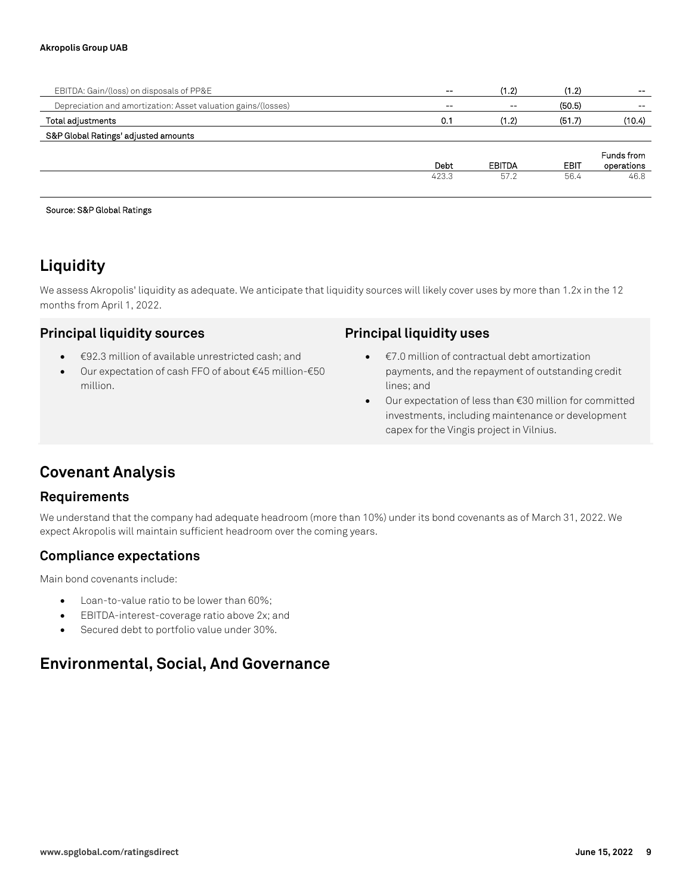| | | | | |
|---|---|---|---|---|
| EBITDA: Gain/(loss) on disposals of PP&E | -- | (1.2) | (1.2) | -- |
| Depreciation and amortization: Asset valuation gains/(losses) | -- | -- | (50.5) | -- |
| Total adjustments | 0.1 | (1.2) | (51.7) | (10.4) |
| S&P Global Ratings' adjusted amounts | | | | |
| | Debt | EBITDA | EBIT | Funds from operations |
| | 423.3 | 57.2 | 56.4 | 46.8 |

Source: S&P Global Ratings

## Liquidity

We assess Akropolis' liquidity as adequate. We anticipate that liquidity sources will likely cover uses by more than 1.2x in the 12 months from April 1, 2022.

### Principal liquidity sources

- €92.3 million of available unrestricted cash; and
- Our expectation of cash FFO of about €45 million-€50 million.

### Principal liquidity uses

- €7.0 million of contractual debt amortization payments, and the repayment of outstanding credit lines; and
- Our expectation of less than €30 million for committed investments, including maintenance or development capex for the Vingis project in Vilnius.

## Covenant Analysis

### Requirements

We understand that the company had adequate headroom (more than 10%) under its bond covenants as of March 31, 2022. We expect Akropolis will maintain sufficient headroom over the coming years.

### Compliance expectations

Main bond covenants include:

- Loan-to-value ratio to be lower than 60%;
- EBITDA-interest-coverage ratio above 2x; and
- Secured debt to portfolio value under 30%.

## Environmental, Social, And Governance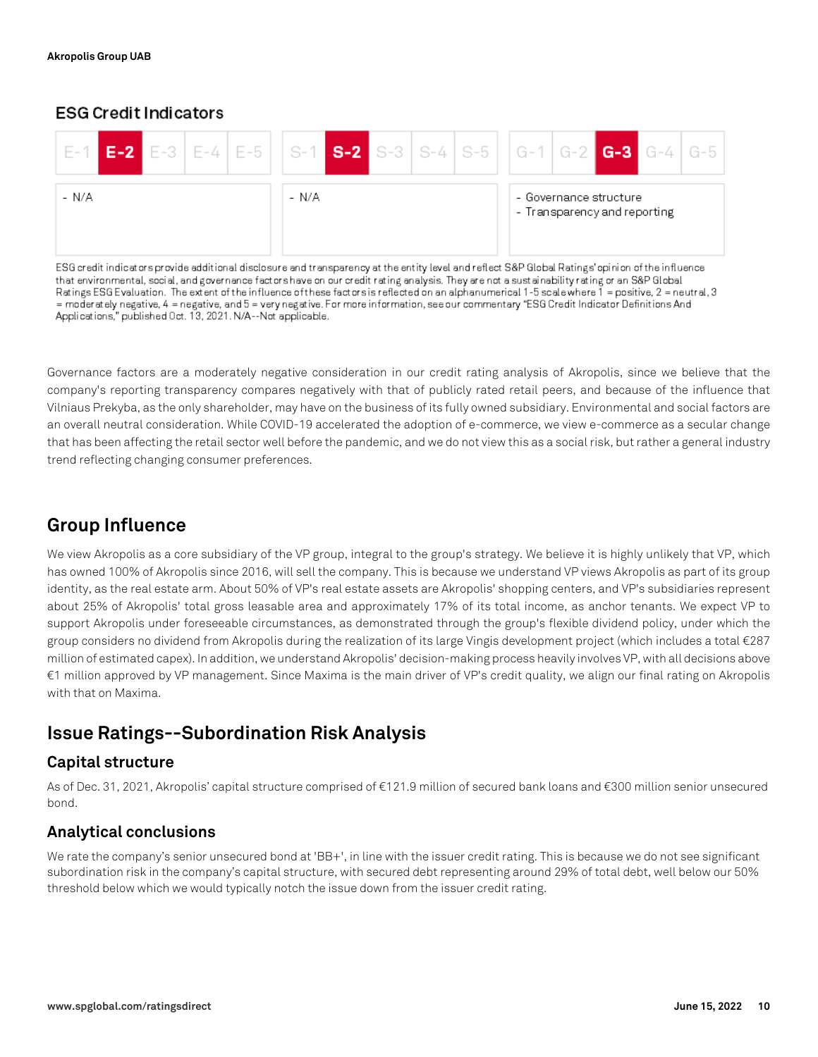## ESG Credit Indicators

| E-1 | **E-2** | E-3 | E-4 | E-5 | S-1 | **S-2** | S-3 | S-4 | S-5 | G-1 | G-2 | **G-3** | G-4 | G-5 |
|---|---|---|---|---|---|---|---|---|---|---|---|---|---|---|

| Environmental | Social | Governance |
|---|---|---|
| - N/A | - N/A | - Governance structure<br>- Transparency and reporting |

ESG credit indicators provide additional disclosure and transparency at the entity level and reflect S&P Global Ratings' opinion of the influence that environmental, social, and governance factors have on our credit rating analysis. They are not a sustainability rating or an S&P Global Ratings ESG Evaluation. The extent of the influence of these factors is reflected on an alphanumerical 1-5 scale where 1 = positive, 2 = neutral, 3 = moderately negative, 4 = negative, and 5 = very negative. For more information, see our commentary "ESG Credit Indicator Definitions And Applications," published Oct. 13, 2021. N/A--Not applicable.

Governance factors are a moderately negative consideration in our credit rating analysis of Akropolis, since we believe that the company's reporting transparency compares negatively with that of publicly rated retail peers, and because of the influence that Vilniaus Prekyba, as the only shareholder, may have on the business of its fully owned subsidiary. Environmental and social factors are an overall neutral consideration. While COVID-19 accelerated the adoption of e-commerce, we view e-commerce as a secular change that has been affecting the retail sector well before the pandemic, and we do not view this as a social risk, but rather a general industry trend reflecting changing consumer preferences.

## Group Influence

We view Akropolis as a core subsidiary of the VP group, integral to the group's strategy. We believe it is highly unlikely that VP, which has owned 100% of Akropolis since 2016, will sell the company. This is because we understand VP views Akropolis as part of its group identity, as the real estate arm. About 50% of VP's real estate assets are Akropolis' shopping centers, and VP's subsidiaries represent about 25% of Akropolis' total gross leasable area and approximately 17% of its total income, as anchor tenants. We expect VP to support Akropolis under foreseeable circumstances, as demonstrated through the group's flexible dividend policy, under which the group considers no dividend from Akropolis during the realization of its large Vingis development project (which includes a total €287 million of estimated capex). In addition, we understand Akropolis' decision-making process heavily involves VP, with all decisions above €1 million approved by VP management. Since Maxima is the main driver of VP's credit quality, we align our final rating on Akropolis with that on Maxima.

## Issue Ratings--Subordination Risk Analysis

### Capital structure

As of Dec. 31, 2021, Akropolis' capital structure comprised of €121.9 million of secured bank loans and €300 million senior unsecured bond.

### Analytical conclusions

We rate the company's senior unsecured bond at 'BB+', in line with the issuer credit rating. This is because we do not see significant subordination risk in the company's capital structure, with secured debt representing around 29% of total debt, well below our 50% threshold below which we would typically notch the issue down from the issuer credit rating.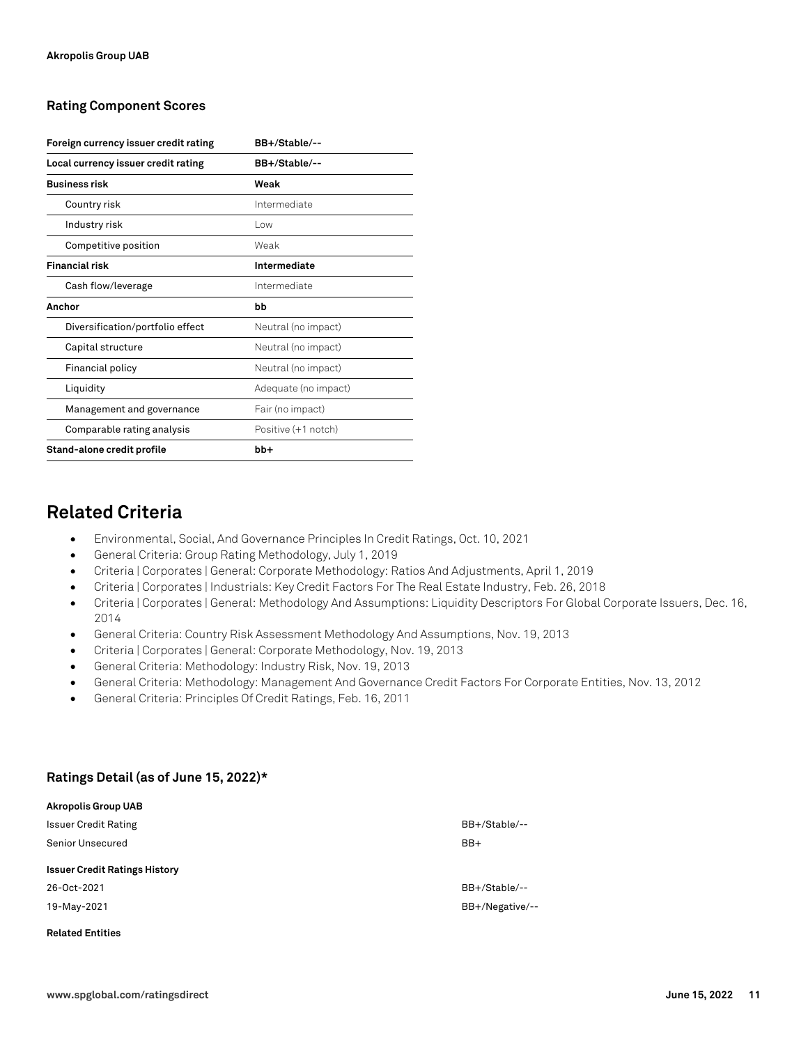### Rating Component Scores

| Foreign currency issuer credit rating | BB+/Stable/-- |
|---|---|
| Local currency issuer credit rating | BB+/Stable/-- |
| **Business risk** | **Weak** |
| Country risk | Intermediate |
| Industry risk | Low |
| Competitive position | Weak |
| **Financial risk** | **Intermediate** |
| Cash flow/leverage | Intermediate |
| **Anchor** | **bb** |
| Diversification/portfolio effect | Neutral (no impact) |
| Capital structure | Neutral (no impact) |
| Financial policy | Neutral (no impact) |
| Liquidity | Adequate (no impact) |
| Management and governance | Fair (no impact) |
| Comparable rating analysis | Positive (+1 notch) |
| **Stand-alone credit profile** | **bb+** |

## Related Criteria

- Environmental, Social, And Governance Principles In Credit Ratings, Oct. 10, 2021
- General Criteria: Group Rating Methodology, July 1, 2019
- Criteria | Corporates | General: Corporate Methodology: Ratios And Adjustments, April 1, 2019
- Criteria | Corporates | Industrials: Key Credit Factors For The Real Estate Industry, Feb. 26, 2018
- Criteria | Corporates | General: Methodology And Assumptions: Liquidity Descriptors For Global Corporate Issuers, Dec. 16, 2014
- General Criteria: Country Risk Assessment Methodology And Assumptions, Nov. 19, 2013
- Criteria | Corporates | General: Corporate Methodology, Nov. 19, 2013
- General Criteria: Methodology: Industry Risk, Nov. 19, 2013
- General Criteria: Methodology: Management And Governance Credit Factors For Corporate Entities, Nov. 13, 2012
- General Criteria: Principles Of Credit Ratings, Feb. 16, 2011

### Ratings Detail (as of June 15, 2022)*

| | |
|---|---|
| **Akropolis Group UAB** | |
| Issuer Credit Rating | BB+/Stable/-- |
| Senior Unsecured | BB+ |
| **Issuer Credit Ratings History** | |
| 26-Oct-2021 | BB+/Stable/-- |
| 19-May-2021 | BB+/Negative/-- |
| **Related Entities** | |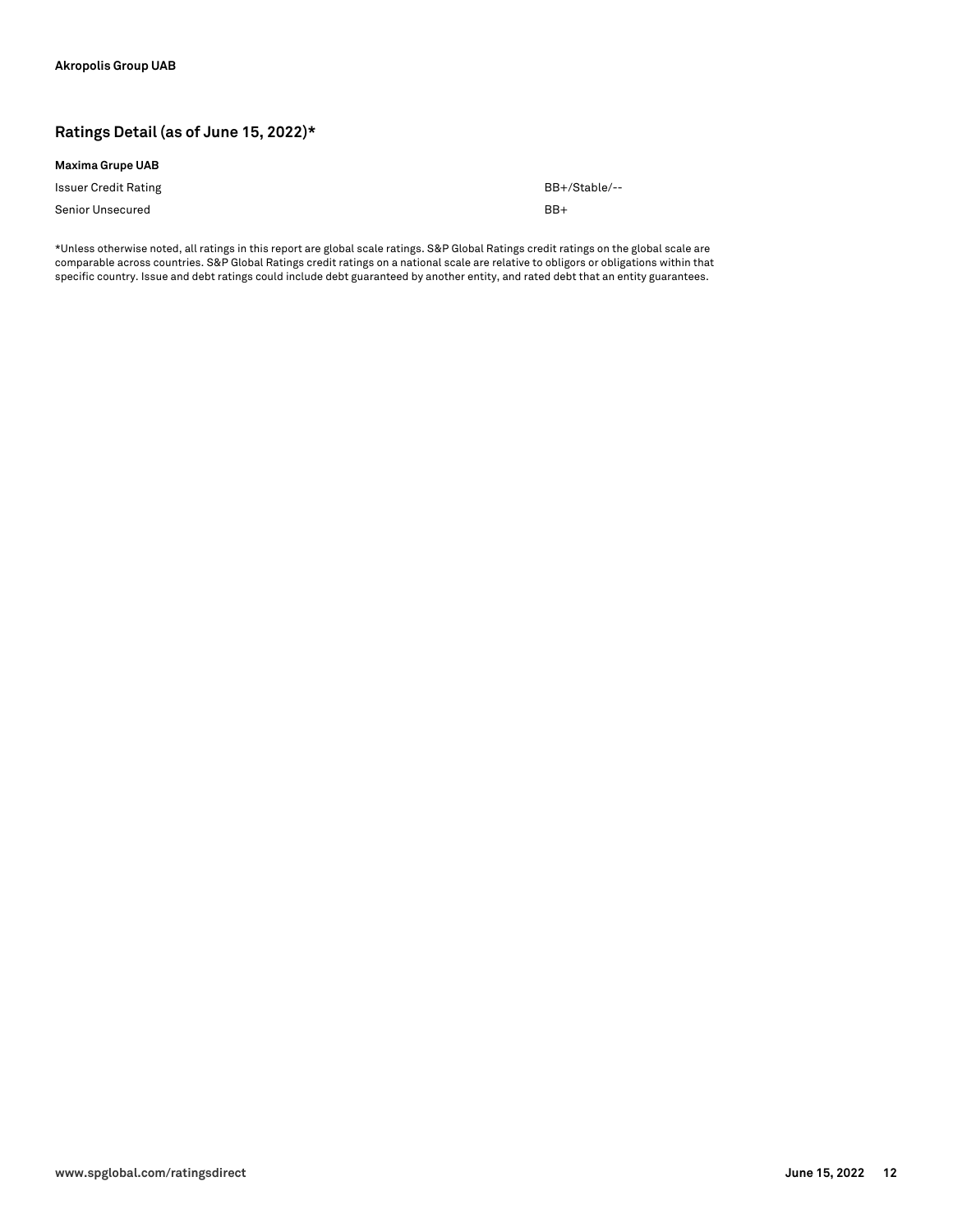## Ratings Detail (as of June 15, 2022)*

**Maxima Grupe UAB**

| | |
|---|---|
| Issuer Credit Rating | BB+/Stable/-- |
| Senior Unsecured | BB+ |

*Unless otherwise noted, all ratings in this report are global scale ratings. S&P Global Ratings credit ratings on the global scale are comparable across countries. S&P Global Ratings credit ratings on a national scale are relative to obligors or obligations within that specific country. Issue and debt ratings could include debt guaranteed by another entity, and rated debt that an entity guarantees.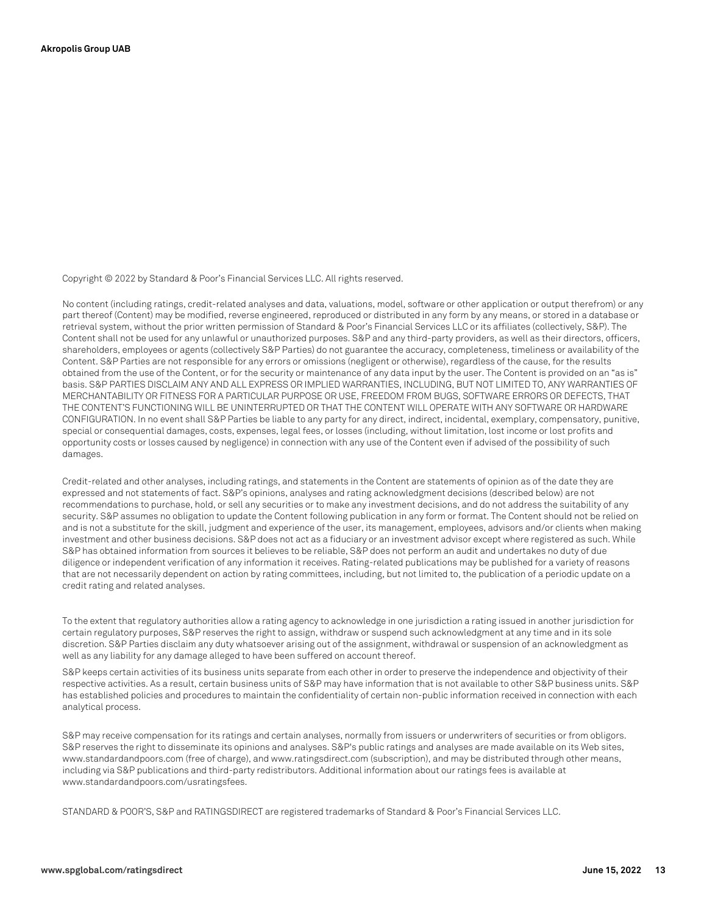Copyright © 2022 by Standard & Poor's Financial Services LLC. All rights reserved.

No content (including ratings, credit-related analyses and data, valuations, model, software or other application or output therefrom) or any part thereof (Content) may be modified, reverse engineered, reproduced or distributed in any form by any means, or stored in a database or retrieval system, without the prior written permission of Standard & Poor's Financial Services LLC or its affiliates (collectively, S&P). The Content shall not be used for any unlawful or unauthorized purposes. S&P and any third-party providers, as well as their directors, officers, shareholders, employees or agents (collectively S&P Parties) do not guarantee the accuracy, completeness, timeliness or availability of the Content. S&P Parties are not responsible for any errors or omissions (negligent or otherwise), regardless of the cause, for the results obtained from the use of the Content, or for the security or maintenance of any data input by the user. The Content is provided on an "as is" basis. S&P PARTIES DISCLAIM ANY AND ALL EXPRESS OR IMPLIED WARRANTIES, INCLUDING, BUT NOT LIMITED TO, ANY WARRANTIES OF MERCHANTABILITY OR FITNESS FOR A PARTICULAR PURPOSE OR USE, FREEDOM FROM BUGS, SOFTWARE ERRORS OR DEFECTS, THAT THE CONTENT'S FUNCTIONING WILL BE UNINTERRUPTED OR THAT THE CONTENT WILL OPERATE WITH ANY SOFTWARE OR HARDWARE CONFIGURATION. In no event shall S&P Parties be liable to any party for any direct, indirect, incidental, exemplary, compensatory, punitive, special or consequential damages, costs, expenses, legal fees, or losses (including, without limitation, lost income or lost profits and opportunity costs or losses caused by negligence) in connection with any use of the Content even if advised of the possibility of such damages.

Credit-related and other analyses, including ratings, and statements in the Content are statements of opinion as of the date they are expressed and not statements of fact. S&P's opinions, analyses and rating acknowledgment decisions (described below) are not recommendations to purchase, hold, or sell any securities or to make any investment decisions, and do not address the suitability of any security. S&P assumes no obligation to update the Content following publication in any form or format. The Content should not be relied on and is not a substitute for the skill, judgment and experience of the user, its management, employees, advisors and/or clients when making investment and other business decisions. S&P does not act as a fiduciary or an investment advisor except where registered as such. While S&P has obtained information from sources it believes to be reliable, S&P does not perform an audit and undertakes no duty of due diligence or independent verification of any information it receives. Rating-related publications may be published for a variety of reasons that are not necessarily dependent on action by rating committees, including, but not limited to, the publication of a periodic update on a credit rating and related analyses.

To the extent that regulatory authorities allow a rating agency to acknowledge in one jurisdiction a rating issued in another jurisdiction for certain regulatory purposes, S&P reserves the right to assign, withdraw or suspend such acknowledgment at any time and in its sole discretion. S&P Parties disclaim any duty whatsoever arising out of the assignment, withdrawal or suspension of an acknowledgment as well as any liability for any damage alleged to have been suffered on account thereof.

S&P keeps certain activities of its business units separate from each other in order to preserve the independence and objectivity of their respective activities. As a result, certain business units of S&P may have information that is not available to other S&P business units. S&P has established policies and procedures to maintain the confidentiality of certain non-public information received in connection with each analytical process.

S&P may receive compensation for its ratings and certain analyses, normally from issuers or underwriters of securities or from obligors. S&P reserves the right to disseminate its opinions and analyses. S&P's public ratings and analyses are made available on its Web sites, www.standardandpoors.com (free of charge), and www.ratingsdirect.com (subscription), and may be distributed through other means, including via S&P publications and third-party redistributors. Additional information about our ratings fees is available at www.standardandpoors.com/usratingsfees.

STANDARD & POOR'S, S&P and RATINGSDIRECT are registered trademarks of Standard & Poor's Financial Services LLC.